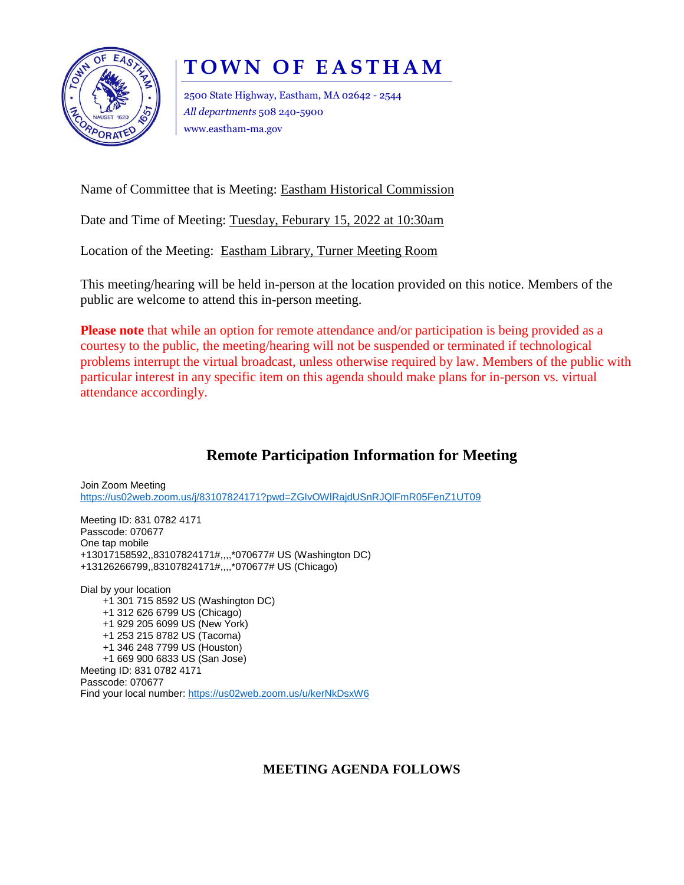# TOWN OF EASTHAM

2500 State Highway, Eastham, MA 02642 - 2544
*All departments* 508 240-5900
www.eastham-ma.gov

Name of Committee that is Meeting: Eastham Historical Commission

Date and Time of Meeting: Tuesday, Feburary 15, 2022 at 10:30am

Location of the Meeting: Eastham Library, Turner Meeting Room

This meeting/hearing will be held in-person at the location provided on this notice. Members of the public are welcome to attend this in-person meeting.

**Please note** that while an option for remote attendance and/or participation is being provided as a courtesy to the public, the meeting/hearing will not be suspended or terminated if technological problems interrupt the virtual broadcast, unless otherwise required by law. Members of the public with particular interest in any specific item on this agenda should make plans for in-person vs. virtual attendance accordingly.

## Remote Participation Information for Meeting

Join Zoom Meeting
https://us02web.zoom.us/j/83107824171?pwd=ZGIvOWlRajdUSnRJQlFmR05FenZ1UT09

Meeting ID: 831 0782 4171
Passcode: 070677
One tap mobile
+13017158592,,83107824171#,,,,*070677# US (Washington DC)
+13126266799,,83107824171#,,,,*070677# US (Chicago)

Dial by your location
- +1 301 715 8592 US (Washington DC)
- +1 312 626 6799 US (Chicago)
- +1 929 205 6099 US (New York)
- +1 253 215 8782 US (Tacoma)
- +1 346 248 7799 US (Houston)
- +1 669 900 6833 US (San Jose)

Meeting ID: 831 0782 4171
Passcode: 070677
Find your local number: https://us02web.zoom.us/u/kerNkDsxW6

**MEETING AGENDA FOLLOWS**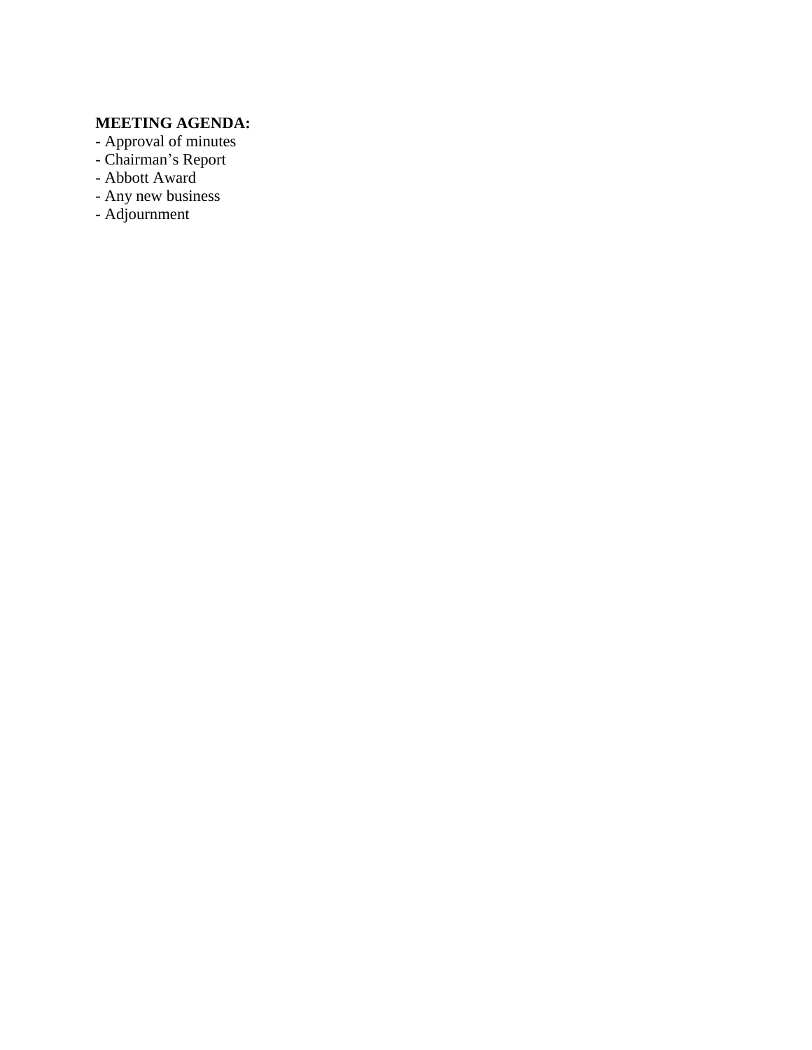**MEETING AGENDA:**

- Approval of minutes
- Chairman’s Report
- Abbott Award
- Any new business
- Adjournment